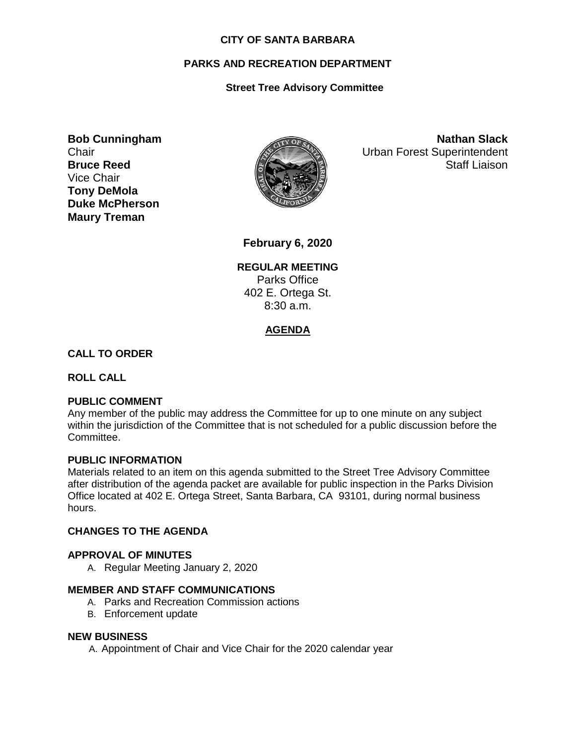**CITY OF SANTA BARBARA**

**PARKS AND RECREATION DEPARTMENT**

**Street Tree Advisory Committee**

**Bob Cunningham**
Chair
**Bruce Reed**
Vice Chair
**Tony DeMola**
**Duke McPherson**
**Maury Treman**

**Nathan Slack**
Urban Forest Superintendent
Staff Liaison

**February 6, 2020**

**REGULAR MEETING**
Parks Office
402 E. Ortega St.
8:30 a.m.

**AGENDA**

**CALL TO ORDER**

**ROLL CALL**

**PUBLIC COMMENT**
Any member of the public may address the Committee for up to one minute on any subject within the jurisdiction of the Committee that is not scheduled for a public discussion before the Committee.

**PUBLIC INFORMATION**
Materials related to an item on this agenda submitted to the Street Tree Advisory Committee after distribution of the agenda packet are available for public inspection in the Parks Division Office located at 402 E. Ortega Street, Santa Barbara, CA 93101, during normal business hours.

**CHANGES TO THE AGENDA**

**APPROVAL OF MINUTES**

A. Regular Meeting January 2, 2020

**MEMBER AND STAFF COMMUNICATIONS**

A. Parks and Recreation Commission actions
B. Enforcement update

**NEW BUSINESS**

A. Appointment of Chair and Vice Chair for the 2020 calendar year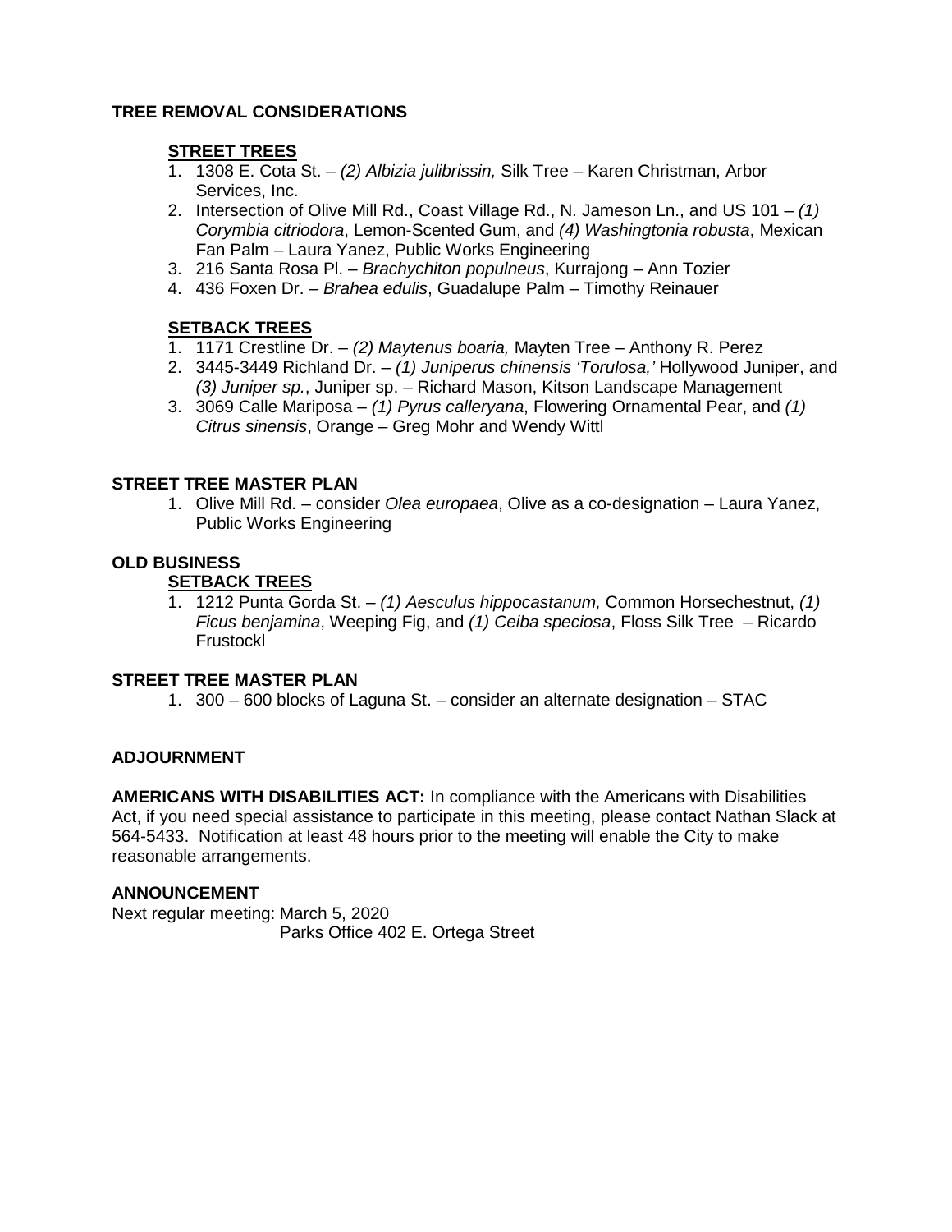## TREE REMOVAL CONSIDERATIONS

### STREET TREES

1. 1308 E. Cota St. – *(2) Albizia julibrissin,* Silk Tree – Karen Christman, Arbor Services, Inc.
2. Intersection of Olive Mill Rd., Coast Village Rd., N. Jameson Ln., and US 101 – *(1) Corymbia citriodora*, Lemon-Scented Gum, and *(4) Washingtonia robusta*, Mexican Fan Palm – Laura Yanez, Public Works Engineering
3. 216 Santa Rosa Pl. – *Brachychiton populneus*, Kurrajong – Ann Tozier
4. 436 Foxen Dr. – *Brahea edulis*, Guadalupe Palm – Timothy Reinauer

### SETBACK TREES

1. 1171 Crestline Dr. – *(2) Maytenus boaria,* Mayten Tree – Anthony R. Perez
2. 3445-3449 Richland Dr. – *(1) Juniperus chinensis 'Torulosa,'* Hollywood Juniper, and *(3) Juniper sp.*, Juniper sp. – Richard Mason, Kitson Landscape Management
3. 3069 Calle Mariposa – *(1) Pyrus calleryana*, Flowering Ornamental Pear, and *(1) Citrus sinensis*, Orange – Greg Mohr and Wendy Wittl

## STREET TREE MASTER PLAN

1. Olive Mill Rd. – consider *Olea europaea*, Olive as a co-designation – Laura Yanez, Public Works Engineering

## OLD BUSINESS

### SETBACK TREES

1. 1212 Punta Gorda St. – *(1) Aesculus hippocastanum,* Common Horsechestnut, *(1) Ficus benjamina*, Weeping Fig, and *(1) Ceiba speciosa*, Floss Silk Tree – Ricardo Frustockl

## STREET TREE MASTER PLAN

1. 300 – 600 blocks of Laguna St. – consider an alternate designation – STAC

## ADJOURNMENT

**AMERICANS WITH DISABILITIES ACT:** In compliance with the Americans with Disabilities Act, if you need special assistance to participate in this meeting, please contact Nathan Slack at 564-5433. Notification at least 48 hours prior to the meeting will enable the City to make reasonable arrangements.

## ANNOUNCEMENT

Next regular meeting: March 5, 2020
Parks Office 402 E. Ortega Street